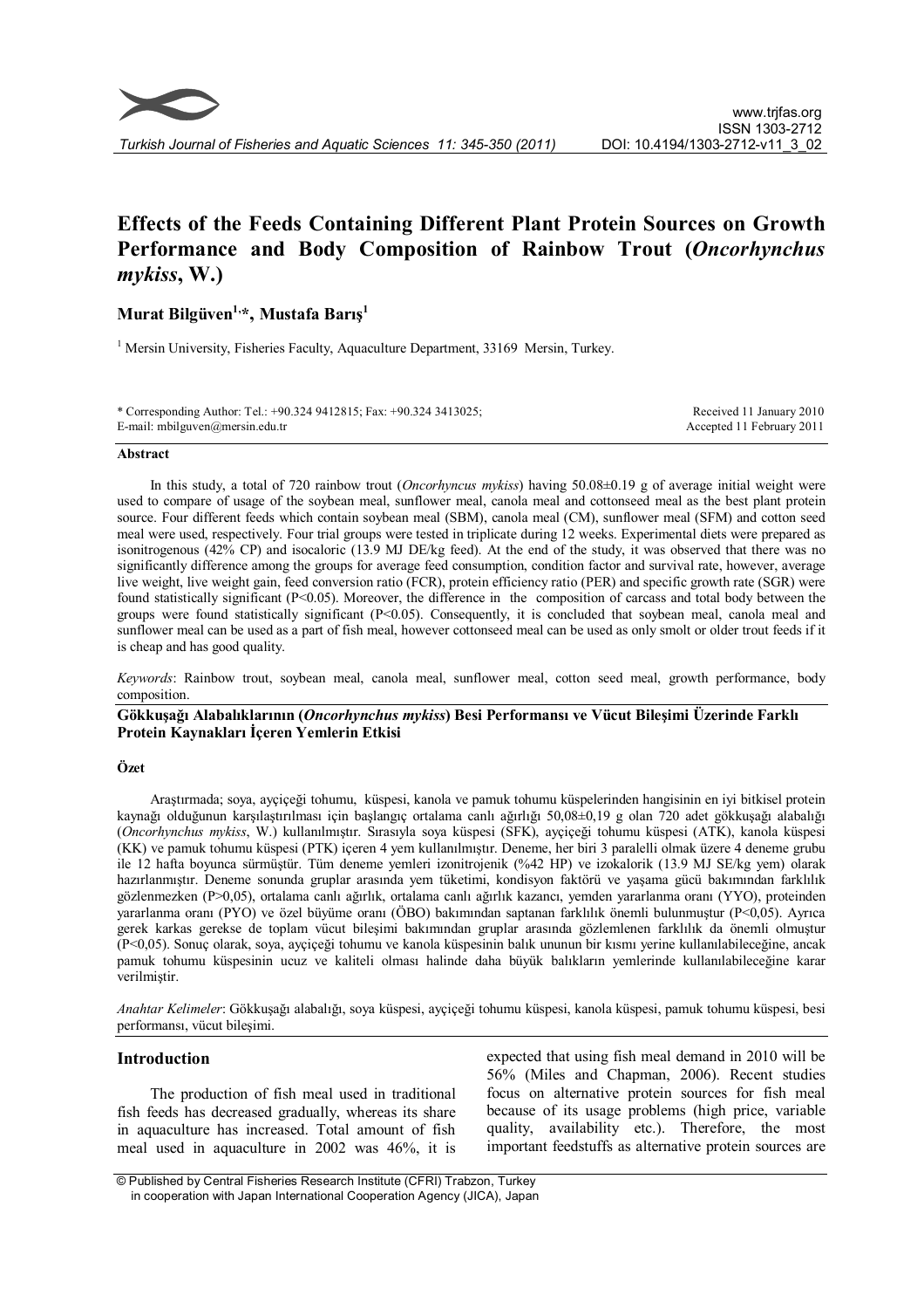# Effects of the Feeds Containing Different Plant Protein Sources on Growth Performance and Body Composition of Rainbow Trout (*Oncorhynchus mykiss*, W.)

**Murat Bilgüven[1,*], Mustafa Barış[1]**

[1] Mersin University, Fisheries Faculty, Aquaculture Department, 33169 Mersin, Turkey.

\* Corresponding Author: Tel.: +90.324 9412815; Fax: +90.324 3413025;
E-mail: mbilguven@mersin.edu.tr

Received 11 January 2010
Accepted 11 February 2011

## Abstract

In this study, a total of 720 rainbow trout (*Oncorhyncus mykiss*) having 50.08±0.19 g of average initial weight were used to compare of usage of the soybean meal, sunflower meal, canola meal and cottonseed meal as the best plant protein source. Four different feeds which contain soybean meal (SBM), canola meal (CM), sunflower meal (SFM) and cotton seed meal were used, respectively. Four trial groups were tested in triplicate during 12 weeks. Experimental diets were prepared as isonitrogenous (42% CP) and isocaloric (13.9 MJ DE/kg feed). At the end of the study, it was observed that there was no significantly difference among the groups for average feed consumption, condition factor and survival rate, however, average live weight, live weight gain, feed conversion ratio (FCR), protein efficiency ratio (PER) and specific growth rate (SGR) were found statistically significant ($P<0.05$). Moreover, the difference in the composition of carcass and total body between the groups were found statistically significant ($P<0.05$). Consequently, it is concluded that soybean meal, canola meal and sunflower meal can be used as a part of fish meal, however cottonseed meal can be used as only smolt or older trout feeds if it is cheap and has good quality.

*Keywords*: Rainbow trout, soybean meal, canola meal, sunflower meal, cotton seed meal, growth performance, body composition.

## Gökkuşağı Alabalıklarının (*Oncorhynchus mykiss*) Besi Performansı ve Vücut Bileşimi Üzerinde Farklı Protein Kaynakları İçeren Yemlerin Etkisi

### Özet

Araştırmada; soya, ayçiçeği tohumu, küspesi, kanola ve pamuk tohumu küspelerinden hangisinin en iyi bitkisel protein kaynağı olduğunun karşılaştırılması için başlangıç ortalama canlı ağırlığı 50,08±0,19 g olan 720 adet gökkuşağı alabalığı (*Oncorhynchus mykiss*, W.) kullanılmıştır. Sırasıyla soya küspesi (SFK), ayçiçeği tohumu küspesi (ATK), kanola küspesi (KK) ve pamuk tohumu küspesi (PTK) içeren 4 yem kullanılmıştır. Deneme, her biri 3 paralelli olmak üzere 4 deneme grubu ile 12 hafta boyunca sürmüştür. Tüm deneme yemleri izonitrojenik (%42 HP) ve izokalorik (13.9 MJ SE/kg yem) olarak hazırlanmıştır. Deneme sonunda gruplar arasında yem tüketimi, kondisyon faktörü ve yaşama gücü bakımından farklılık gözlenmezken ($P>0,05$), ortalama canlı ağırlık, ortalama canlı ağırlık kazancı, yemden yararlanma oranı (YYO), proteinden yararlanma oranı (PYO) ve özel büyüme oranı (ÖBO) bakımından saptanan farklılık önemli bulunmuştur ($P<0,05$). Ayrıca gerek karkas gerekse de toplam vücut bileşimi bakımından gruplar arasında gözlemlenen farklılık da önemli olmuştur ($P<0,05$). Sonuç olarak, soya, ayçiçeği tohumu ve kanola küspesinin balık ununun bir kısmı yerine kullanılabileceğine, ancak pamuk tohumu küspesinin ucuz ve kaliteli olması halinde daha büyük balıkların yemlerinde kullanılabileceğine karar verilmiştir.

*Anahtar Kelimeler*: Gökkuşağı alabalığı, soya küspesi, ayçiçeği tohumu küspesi, kanola küspesi, pamuk tohumu küspesi, besi performansı, vücut bileşimi.

## Introduction

The production of fish meal used in traditional fish feeds has decreased gradually, whereas its share in aquaculture has increased. Total amount of fish meal used in aquaculture in 2002 was 46%, it is expected that using fish meal demand in 2010 will be 56% (Miles and Chapman, 2006). Recent studies focus on alternative protein sources for fish meal because of its usage problems (high price, variable quality, availability etc.). Therefore, the most important feedstuffs as alternative protein sources are

© Published by Central Fisheries Research Institute (CFRI) Trabzon, Turkey in cooperation with Japan International Cooperation Agency (JICA), Japan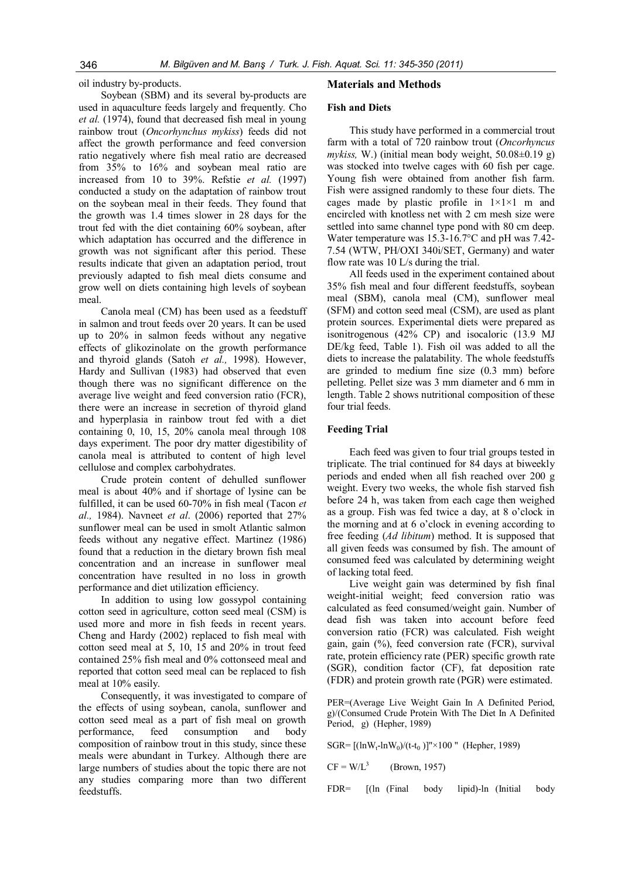oil industry by-products.

Soybean (SBM) and its several by-products are used in aquaculture feeds largely and frequently. Cho *et al.* (1974), found that decreased fish meal in young rainbow trout (*Oncorhynchus mykiss*) feeds did not affect the growth performance and feed conversion ratio negatively where fish meal ratio are decreased from 35% to 16% and soybean meal ratio are increased from 10 to 39%. Refstie *et al.* (1997) conducted a study on the adaptation of rainbow trout on the soybean meal in their feeds. They found that the growth was 1.4 times slower in 28 days for the trout fed with the diet containing 60% soybean, after which adaptation has occurred and the difference in growth was not significant after this period. These results indicate that given an adaptation period, trout previously adapted to fish meal diets consume and grow well on diets containing high levels of soybean meal.

Canola meal (CM) has been used as a feedstuff in salmon and trout feeds over 20 years. It can be used up to 20% in salmon feeds without any negative effects of glikozinolate on the growth performance and thyroid glands (Satoh *et al.,* 1998). However, Hardy and Sullivan (1983) had observed that even though there was no significant difference on the average live weight and feed conversion ratio (FCR), there were an increase in secretion of thyroid gland and hyperplasia in rainbow trout fed with a diet containing 0, 10, 15, 20% canola meal through 108 days experiment. The poor dry matter digestibility of canola meal is attributed to content of high level cellulose and complex carbohydrates.

Crude protein content of dehulled sunflower meal is about 40% and if shortage of lysine can be fulfilled, it can be used 60-70% in fish meal (Tacon *et al.,* 1984). Navneet *et al*. (2006) reported that 27% sunflower meal can be used in smolt Atlantic salmon feeds without any negative effect. Martinez (1986) found that a reduction in the dietary brown fish meal concentration and an increase in sunflower meal concentration have resulted in no loss in growth performance and diet utilization efficiency.

In addition to using low gossypol containing cotton seed in agriculture, cotton seed meal (CSM) is used more and more in fish feeds in recent years. Cheng and Hardy (2002) replaced to fish meal with cotton seed meal at 5, 10, 15 and 20% in trout feed contained 25% fish meal and 0% cottonseed meal and reported that cotton seed meal can be replaced to fish meal at 10% easily.

Consequently, it was investigated to compare of the effects of using soybean, canola, sunflower and cotton seed meal as a part of fish meal on growth performance, feed consumption and body composition of rainbow trout in this study, since these meals were abundant in Turkey. Although there are large numbers of studies about the topic there are not any studies comparing more than two different feedstuffs.

## Materials and Methods

### Fish and Diets

This study have performed in a commercial trout farm with a total of 720 rainbow trout (*Oncorhyncus mykiss,* W.) (initial mean body weight, 50.08±0.19 g) was stocked into twelve cages with 60 fish per cage. Young fish were obtained from another fish farm. Fish were assigned randomly to these four diets. The cages made by plastic profile in 1×1×1 m and encircled with knotless net with 2 cm mesh size were settled into same channel type pond with 80 cm deep. Water temperature was 15.3-16.7°C and pH was 7.42-7.54 (WTW, PH/OXI 340i/SET, Germany) and water flow rate was 10 L/s during the trial.

All feeds used in the experiment contained about 35% fish meal and four different feedstuffs, soybean meal (SBM), canola meal (CM), sunflower meal (SFM) and cotton seed meal (CSM), are used as plant protein sources. Experimental diets were prepared as isonitrogenous (42% CP) and isocaloric (13.9 MJ DE/kg feed, Table 1). Fish oil was added to all the diets to increase the palatability. The whole feedstuffs are grinded to medium fine size (0.3 mm) before pelleting. Pellet size was 3 mm diameter and 6 mm in length. Table 2 shows nutritional composition of these four trial feeds.

### Feeding Trial

Each feed was given to four trial groups tested in triplicate. The trial continued for 84 days at biweekly periods and ended when all fish reached over 200 g weight. Every two weeks, the whole fish starved fish before 24 h, was taken from each cage then weighed as a group. Fish was fed twice a day, at 8 o'clock in the morning and at 6 o'clock in evening according to free feeding (*Ad libitum*) method. It is supposed that all given feeds was consumed by fish. The amount of consumed feed was calculated by determining weight of lacking total feed.

Live weight gain was determined by fish final weight-initial weight; feed conversion ratio was calculated as feed consumed/weight gain. Number of dead fish was taken into account before feed conversion ratio (FCR) was calculated. Fish weight gain, gain (%), feed conversion rate (FCR), survival rate, protein efficiency rate (PER) specific growth rate (SGR), condition factor (CF), fat deposition rate (FDR) and protein growth rate (PGR) were estimated.

PER=(Average Live Weight Gain In A Definited Period, g)/(Consumed Crude Protein With The Diet In A Definited Period, g) (Hepher, 1989)

$SGR= [(\ln W_t - \ln W_0)/(t-t_0)] \times 100$ (Hepher, 1989)

$CF = W/L^3$ (Brown, 1957)

FDR= [(ln (Final body lipid)-ln (Initial body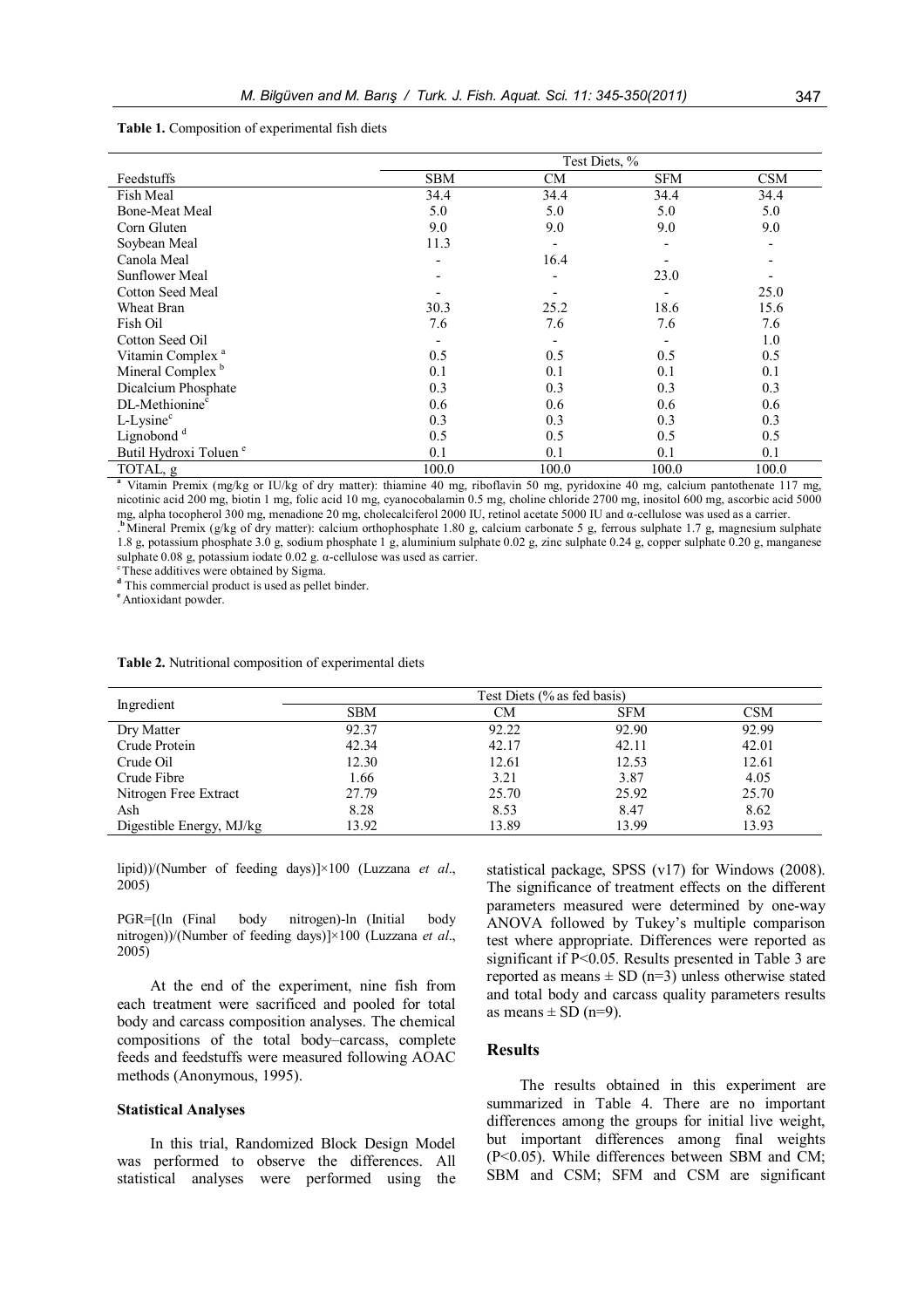**Table 1.** Composition of experimental fish diets

| Feedstuffs | Test Diets, % | | | |
|---|---|---|---|---|
| | SBM | CM | SFM | CSM |
| Fish Meal | 34.4 | 34.4 | 34.4 | 34.4 |
| Bone-Meat Meal | 5.0 | 5.0 | 5.0 | 5.0 |
| Corn Gluten | 9.0 | 9.0 | 9.0 | 9.0 |
| Soybean Meal | 11.3 | - | - | - |
| Canola Meal | - | 16.4 | - | - |
| Sunflower Meal | - | - | 23.0 | - |
| Cotton Seed Meal | - | - | - | 25.0 |
| Wheat Bran | 30.3 | 25.2 | 18.6 | 15.6 |
| Fish Oil | 7.6 | 7.6 | 7.6 | 7.6 |
| Cotton Seed Oil | - | - | - | 1.0 |
| Vitamin Complex [a] | 0.5 | 0.5 | 0.5 | 0.5 |
| Mineral Complex [b] | 0.1 | 0.1 | 0.1 | 0.1 |
| Dicalcium Phosphate | 0.3 | 0.3 | 0.3 | 0.3 |
| DL-Methionine[c] | 0.6 | 0.6 | 0.6 | 0.6 |
| L-Lysine[c] | 0.3 | 0.3 | 0.3 | 0.3 |
| Lignobond [d] | 0.5 | 0.5 | 0.5 | 0.5 |
| Butil Hydroxi Toluen [e] | 0.1 | 0.1 | 0.1 | 0.1 |
| TOTAL, g | 100.0 | 100.0 | 100.0 | 100.0 |

[a] Vitamin Premix (mg/kg or IU/kg of dry matter): thiamine 40 mg, riboflavin 50 mg, pyridoxine 40 mg, calcium pantothenate 117 mg, nicotinic acid 200 mg, biotin 1 mg, folic acid 10 mg, cyanocobalamin 0.5 mg, choline chloride 2700 mg, inositol 600 mg, ascorbic acid 5000 mg, alpha tocopherol 300 mg, menadione 20 mg, cholecalciferol 2000 IU, retinol acetate 5000 IU and α-cellulose was used as a carrier.

[b] Mineral Premix (g/kg of dry matter): calcium orthophosphate 1.80 g, calcium carbonate 5 g, ferrous sulphate 1.7 g, magnesium sulphate 1.8 g, potassium phosphate 3.0 g, sodium phosphate 1 g, aluminium sulphate 0.02 g, zinc sulphate 0.24 g, copper sulphate 0.20 g, manganese sulphate 0.08 g, potassium iodate 0.02 g. α-cellulose was used as carrier.

[c] These additives were obtained by Sigma.

[d] This commercial product is used as pellet binder.

[e] Antioxidant powder.

**Table 2.** Nutritional composition of experimental diets

| Ingredient | Test Diets (% as fed basis) | | | |
|---|---|---|---|---|
| | SBM | CM | SFM | CSM |
| Dry Matter | 92.37 | 92.22 | 92.90 | 92.99 |
| Crude Protein | 42.34 | 42.17 | 42.11 | 42.01 |
| Crude Oil | 12.30 | 12.61 | 12.53 | 12.61 |
| Crude Fibre | 1.66 | 3.21 | 3.87 | 4.05 |
| Nitrogen Free Extract | 27.79 | 25.70 | 25.92 | 25.70 |
| Ash | 8.28 | 8.53 | 8.47 | 8.62 |
| Digestible Energy, MJ/kg | 13.92 | 13.89 | 13.99 | 13.93 |

lipid))/(Number of feeding days)]×100 (Luzzana *et al*., 2005)

PGR=[(ln (Final body nitrogen)-ln (Initial body nitrogen))/(Number of feeding days)]×100 (Luzzana *et al*., 2005)

At the end of the experiment, nine fish from each treatment were sacrificed and pooled for total body and carcass composition analyses. The chemical compositions of the total body–carcass, complete feeds and feedstuffs were measured following AOAC methods (Anonymous, 1995).

#### Statistical Analyses

In this trial, Randomized Block Design Model was performed to observe the differences. All statistical analyses were performed using the statistical package, SPSS (v17) for Windows (2008). The significance of treatment effects on the different parameters measured were determined by one-way ANOVA followed by Tukey's multiple comparison test where appropriate. Differences were reported as significant if $P<0.05$. Results presented in Table 3 are reported as means ± SD (n=3) unless otherwise stated and total body and carcass quality parameters results as means ± SD (n=9).

## Results

The results obtained in this experiment are summarized in Table 4. There are no important differences among the groups for initial live weight, but important differences among final weights ($P<0.05$). While differences between SBM and CM; SBM and CSM; SFM and CSM are significant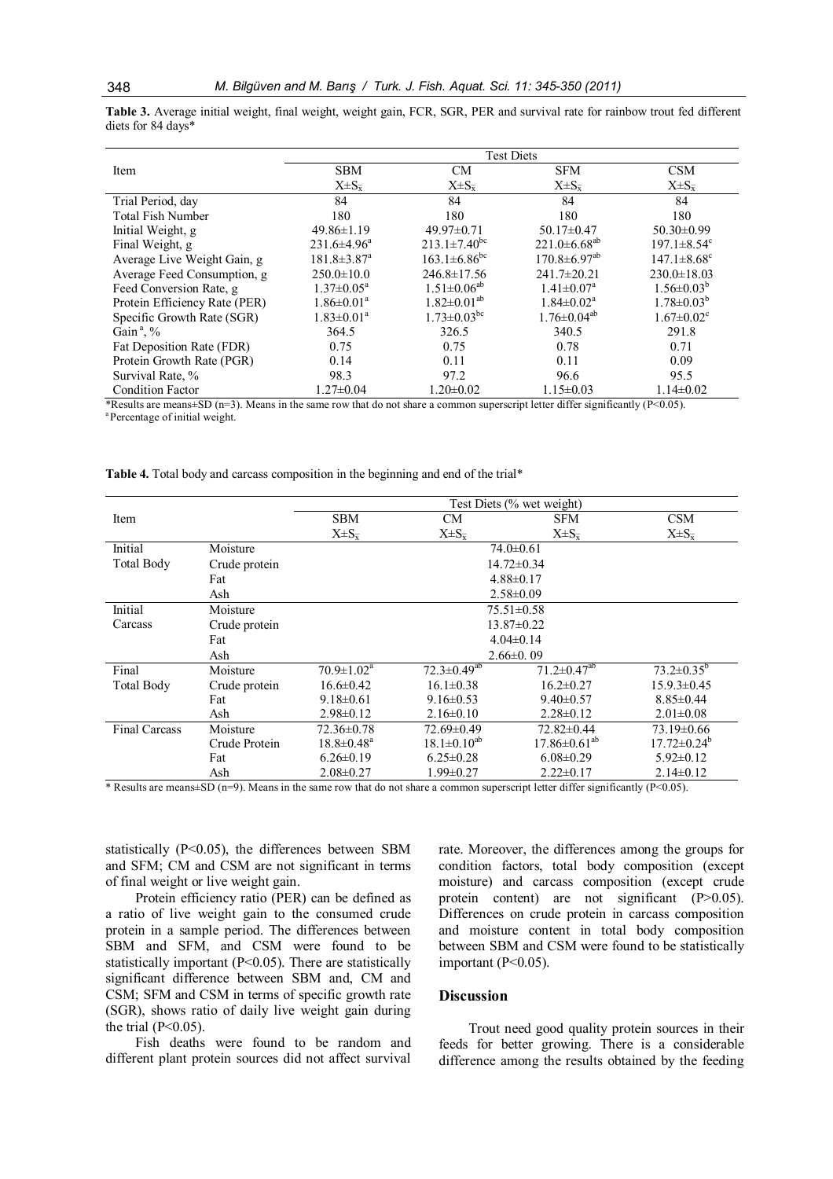**Table 3.** Average initial weight, final weight, weight gain, FCR, SGR, PER and survival rate for rainbow trout fed different diets for 84 days*

| Item | SBM | CM | SFM | CSM |
|---|---|---|---|---|
| | $X \pm S_{\bar{x}}$ | $X \pm S_{\bar{x}}$ | $X \pm S_{\bar{x}}$ | $X \pm S_{\bar{x}}$ |
| Trial Period, day | 84 | 84 | 84 | 84 |
| Total Fish Number | 180 | 180 | 180 | 180 |
| Initial Weight, g | 49.86±1.19 | 49.97±0.71 | 50.17±0.47 | 50.30±0.99 |
| Final Weight, g | 231.6±4.96[a] | 213.1±7.40[bc] | 221.0±6.68[ab] | 197.1±8.54[c] |
| Average Live Weight Gain, g | 181.8±3.87[a] | 163.1±6.86[bc] | 170.8±6.97[ab] | 147.1±8.68[c] |
| Average Feed Consumption, g | 250.0±10.0 | 246.8±17.56 | 241.7±20.21 | 230.0±18.03 |
| Feed Conversion Rate, g | 1.37±0.05[a] | 1.51±0.06[ab] | 1.41±0.07[a] | 1.56±0.03[b] |
| Protein Efficiency Rate (PER) | 1.86±0.01[a] | 1.82±0.01[ab] | 1.84±0.02[a] | 1.78±0.03[b] |
| Specific Growth Rate (SGR) | 1.83±0.01[a] | 1.73±0.03[bc] | 1.76±0.04[ab] | 1.67±0.02[c] |
| Gain[a], % | 364.5 | 326.5 | 340.5 | 291.8 |
| Fat Deposition Rate (FDR) | 0.75 | 0.75 | 0.78 | 0.71 |
| Protein Growth Rate (PGR) | 0.14 | 0.11 | 0.11 | 0.09 |
| Survival Rate, % | 98.3 | 97.2 | 96.6 | 95.5 |
| Condition Factor | 1.27±0.04 | 1.20±0.02 | 1.15±0.03 | 1.14±0.02 |

*Results are means±SD (n=3). Means in the same row that do not share a common superscript letter differ significantly (P<0.05).
[a] Percentage of initial weight.

**Table 4.** Total body and carcass composition in the beginning and end of the trial*

| Item | | SBM | CM | SFM | CSM |
|---|---|---|---|---|---|
| | | Test Diets (% wet weight) | | | |
| | | $X \pm S_{\bar{x}}$ | $X \pm S_{\bar{x}}$ | $X \pm S_{\bar{x}}$ | $X \pm S_{\bar{x}}$ |
| Initial Total Body | Moisture | 74.0±0.61 | | | |
| | Crude protein | 14.72±0.34 | | | |
| | Fat | 4.88±0.17 | | | |
| | Ash | 2.58±0.09 | | | |
| Initial Carcass | Moisture | 75.51±0.58 | | | |
| | Crude protein | 13.87±0.22 | | | |
| | Fat | 4.04±0.14 | | | |
| | Ash | 2.66±0. 09 | | | |
| Final Total Body | Moisture | 70.9±1.02[a] | 72.3±0.49[ab] | 71.2±0.47[ab] | 73.2±0.35[b] |
| | Crude protein | 16.6±0.42 | 16.1±0.38 | 16.2±0.27 | 15.9.3±0.45 |
| | Fat | 9.18±0.61 | 9.16±0.53 | 9.40±0.57 | 8.85±0.44 |
| | Ash | 2.98±0.12 | 2.16±0.10 | 2.28±0.12 | 2.01±0.08 |
| Final Carcass | Moisture | 72.36±0.78 | 72.69±0.49 | 72.82±0.44 | 73.19±0.66 |
| | Crude Protein | 18.8±0.48[a] | 18.1±0.10[ab] | 17.86±0.61[ab] | 17.72±0.24[b] |
| | Fat | 6.26±0.19 | 6.25±0.28 | 6.08±0.29 | 5.92±0.12 |
| | Ash | 2.08±0.27 | 1.99±0.27 | 2.22±0.17 | 2.14±0.12 |

* Results are means±SD (n=9). Means in the same row that do not share a common superscript letter differ significantly (P<0.05).

statistically (P<0.05), the differences between SBM and SFM; CM and CSM are not significant in terms of final weight or live weight gain.

Protein efficiency ratio (PER) can be defined as a ratio of live weight gain to the consumed crude protein in a sample period. The differences between SBM and SFM, and CSM were found to be statistically important (P<0.05). There are statistically significant difference between SBM and, CM and CSM; SFM and CSM in terms of specific growth rate (SGR), shows ratio of daily live weight gain during the trial (P<0.05).

Fish deaths were found to be random and different plant protein sources did not affect survival rate. Moreover, the differences among the groups for condition factors, total body composition (except moisture) and carcass composition (except crude protein content) are not significant (P>0.05). Differences on crude protein in carcass composition and moisture content in total body composition between SBM and CSM were found to be statistically important (P<0.05).

## Discussion

Trout need good quality protein sources in their feeds for better growing. There is a considerable difference among the results obtained by the feeding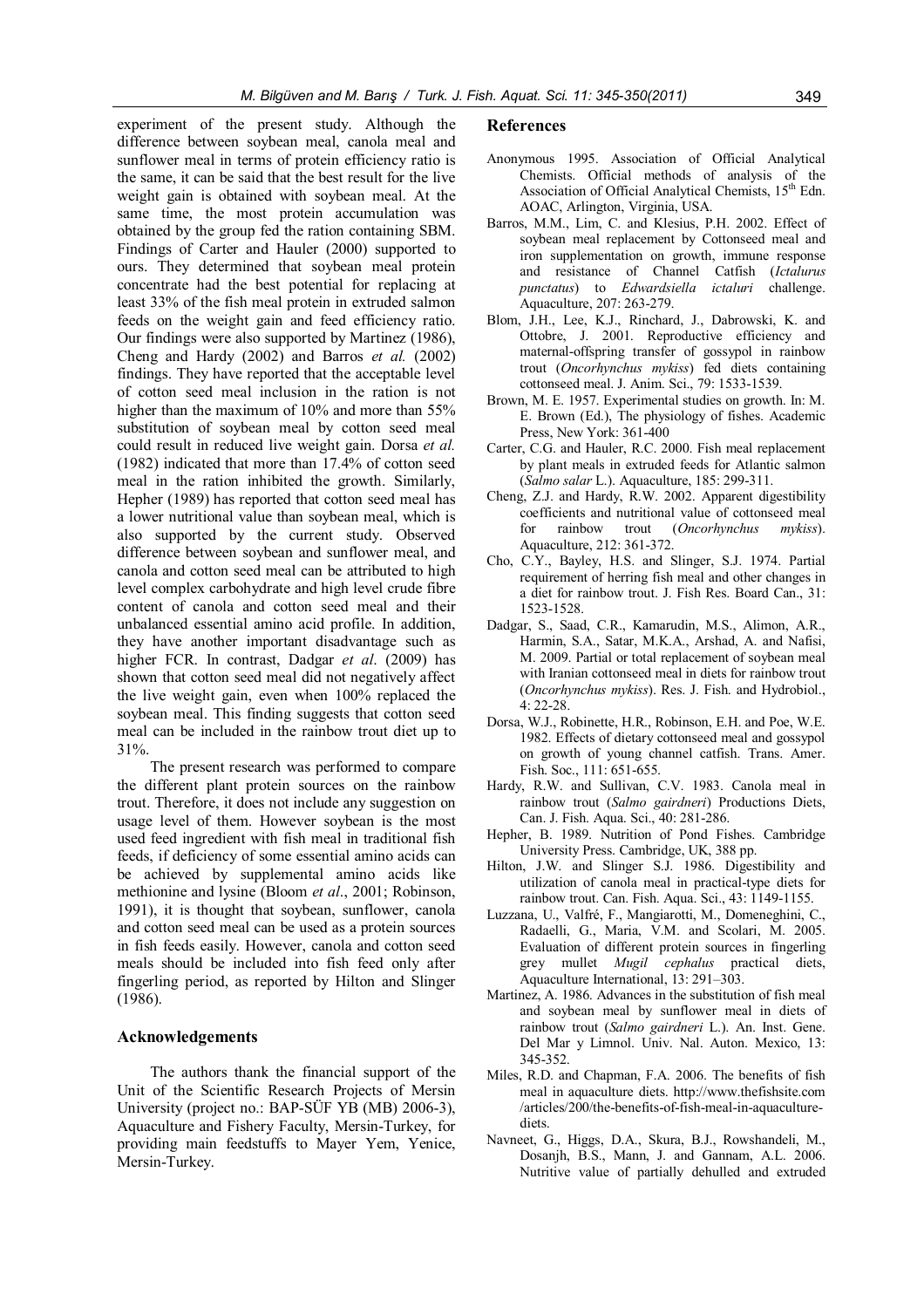experiment of the present study. Although the difference between soybean meal, canola meal and sunflower meal in terms of protein efficiency ratio is the same, it can be said that the best result for the live weight gain is obtained with soybean meal. At the same time, the most protein accumulation was obtained by the group fed the ration containing SBM. Findings of Carter and Hauler (2000) supported to ours. They determined that soybean meal protein concentrate had the best potential for replacing at least 33% of the fish meal protein in extruded salmon feeds on the weight gain and feed efficiency ratio. Our findings were also supported by Martinez (1986), Cheng and Hardy (2002) and Barros *et al.* (2002) findings. They have reported that the acceptable level of cotton seed meal inclusion in the ration is not higher than the maximum of 10% and more than 55% substitution of soybean meal by cotton seed meal could result in reduced live weight gain. Dorsa *et al.* (1982) indicated that more than 17.4% of cotton seed meal in the ration inhibited the growth. Similarly, Hepher (1989) has reported that cotton seed meal has a lower nutritional value than soybean meal, which is also supported by the current study. Observed difference between soybean and sunflower meal, and canola and cotton seed meal can be attributed to high level complex carbohydrate and high level crude fibre content of canola and cotton seed meal and their unbalanced essential amino acid profile. In addition, they have another important disadvantage such as higher FCR. In contrast, Dadgar *et al*. (2009) has shown that cotton seed meal did not negatively affect the live weight gain, even when 100% replaced the soybean meal. This finding suggests that cotton seed meal can be included in the rainbow trout diet up to 31%.

The present research was performed to compare the different plant protein sources on the rainbow trout. Therefore, it does not include any suggestion on usage level of them. However soybean is the most used feed ingredient with fish meal in traditional fish feeds, if deficiency of some essential amino acids can be achieved by supplemental amino acids like methionine and lysine (Bloom *et al*., 2001; Robinson, 1991), it is thought that soybean, sunflower, canola and cotton seed meal can be used as a protein sources in fish feeds easily. However, canola and cotton seed meals should be included into fish feed only after fingerling period, as reported by Hilton and Slinger (1986).

## Acknowledgements

The authors thank the financial support of the Unit of the Scientific Research Projects of Mersin University (project no.: BAP-SÜF YB (MB) 2006-3), Aquaculture and Fishery Faculty, Mersin-Turkey, for providing main feedstuffs to Mayer Yem, Yenice, Mersin-Turkey.

## References

Anonymous 1995. Association of Official Analytical Chemists. Official methods of analysis of the Association of Official Analytical Chemists, 15th Edn. AOAC, Arlington, Virginia, USA.

Barros, M.M., Lim, C. and Klesius, P.H. 2002. Effect of soybean meal replacement by Cottonseed meal and iron supplementation on growth, immune response and resistance of Channel Catfish (*Ictalurus punctatus*) to *Edwardsiella ictaluri* challenge. Aquaculture, 207: 263-279.

Blom, J.H., Lee, K.J., Rinchard, J., Dabrowski, K. and Ottobre, J. 2001. Reproductive efficiency and maternal-offspring transfer of gossypol in rainbow trout (*Oncorhynchus mykiss*) fed diets containing cottonseed meal. J. Anim. Sci., 79: 1533-1539.

Brown, M. E. 1957. Experimental studies on growth. In: M. E. Brown (Ed.), The physiology of fishes. Academic Press, New York: 361-400

Carter, C.G. and Hauler, R.C. 2000. Fish meal replacement by plant meals in extruded feeds for Atlantic salmon (*Salmo salar* L.). Aquaculture, 185: 299-311.

Cheng, Z.J. and Hardy, R.W. 2002. Apparent digestibility coefficients and nutritional value of cottonseed meal for rainbow trout (*Oncorhynchus mykiss*). Aquaculture, 212: 361-372.

Cho, C.Y., Bayley, H.S. and Slinger, S.J. 1974. Partial requirement of herring fish meal and other changes in a diet for rainbow trout. J. Fish Res. Board Can., 31: 1523-1528.

Dadgar, S., Saad, C.R., Kamarudin, M.S., Alimon, A.R., Harmin, S.A., Satar, M.K.A., Arshad, A. and Nafisi, M. 2009. Partial or total replacement of soybean meal with Iranian cottonseed meal in diets for rainbow trout (*Oncorhynchus mykiss*). Res. J. Fish. and Hydrobiol., 4: 22-28.

Dorsa, W.J., Robinette, H.R., Robinson, E.H. and Poe, W.E. 1982. Effects of dietary cottonseed meal and gossypol on growth of young channel catfish. Trans. Amer. Fish. Soc., 111: 651-655.

Hardy, R.W. and Sullivan, C.V. 1983. Canola meal in rainbow trout (*Salmo gairdneri*) Productions Diets, Can. J. Fish. Aqua. Sci., 40: 281-286.

Hepher, B. 1989. Nutrition of Pond Fishes. Cambridge University Press. Cambridge, UK, 388 pp.

Hilton, J.W. and Slinger S.J. 1986. Digestibility and utilization of canola meal in practical-type diets for rainbow trout. Can. Fish. Aqua. Sci., 43: 1149-1155.

Luzzana, U., Valfré, F., Mangiarotti, M., Domeneghini, C., Radaelli, G., Maria, V.M. and Scolari, M. 2005. Evaluation of different protein sources in fingerling grey mullet *Mugil cephalus* practical diets, Aquaculture International, 13: 291–303.

Martinez, A. 1986. Advances in the substitution of fish meal and soybean meal by sunflower meal in diets of rainbow trout (*Salmo gairdneri* L.). An. Inst. Gene. Del Mar y Limnol. Univ. Nal. Auton. Mexico, 13: 345-352.

Miles, R.D. and Chapman, F.A. 2006. The benefits of fish meal in aquaculture diets. http://www.thefishsite.com /articles/200/the-benefits-of-fish-meal-in-aquaculture-diets.

Navneet, G., Higgs, D.A., Skura, B.J., Rowshandeli, M., Dosanjh, B.S., Mann, J. and Gannam, A.L. 2006. Nutritive value of partially dehulled and extruded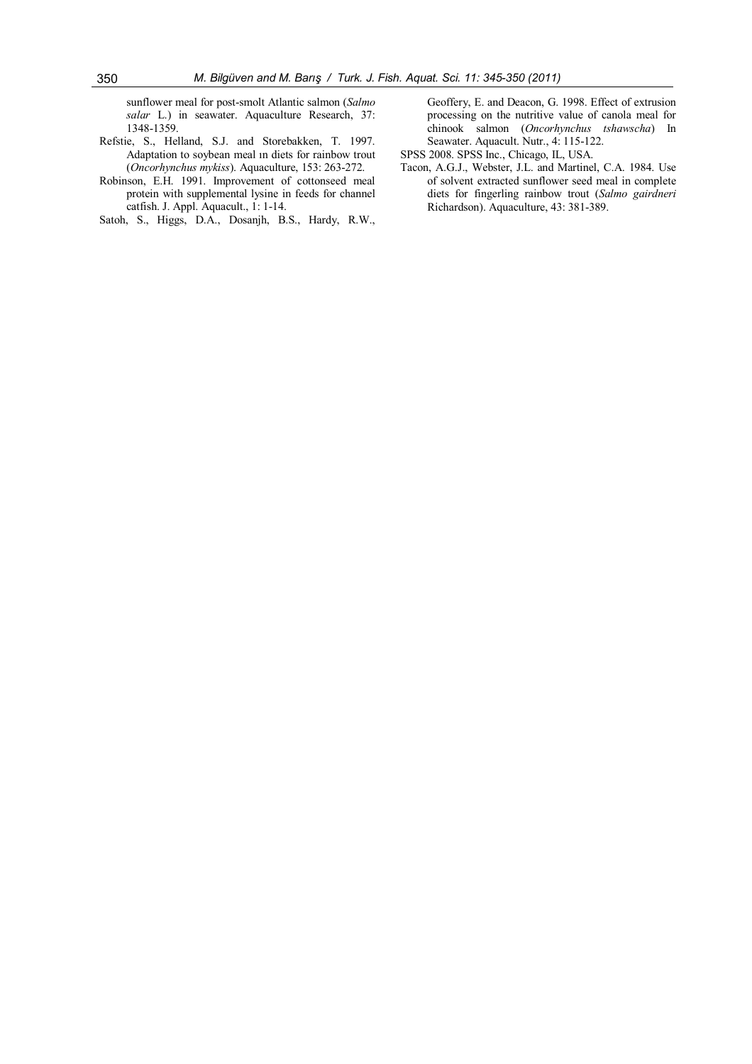sunflower meal for post-smolt Atlantic salmon (*Salmo salar* L.) in seawater. Aquaculture Research, 37: 1348-1359.

Refstie, S., Helland, S.J. and Storebakken, T. 1997. Adaptation to soybean meal ın diets for rainbow trout (*Oncorhynchus mykiss*). Aquaculture, 153: 263-272.

Robinson, E.H. 1991. Improvement of cottonseed meal protein with supplemental lysine in feeds for channel catfish. J. Appl. Aquacult., 1: 1-14.

Satoh, S., Higgs, D.A., Dosanjh, B.S., Hardy, R.W., Geoffery, E. and Deacon, G. 1998. Effect of extrusion processing on the nutritive value of canola meal for chinook salmon (*Oncorhynchus tshawscha*) In Seawater. Aquacult. Nutr., 4: 115-122.

SPSS 2008. SPSS Inc., Chicago, IL, USA.

Tacon, A.G.J., Webster, J.L. and Martinel, C.A. 1984. Use of solvent extracted sunflower seed meal in complete diets for fingerling rainbow trout (*Salmo gairdneri* Richardson). Aquaculture, 43: 381-389.